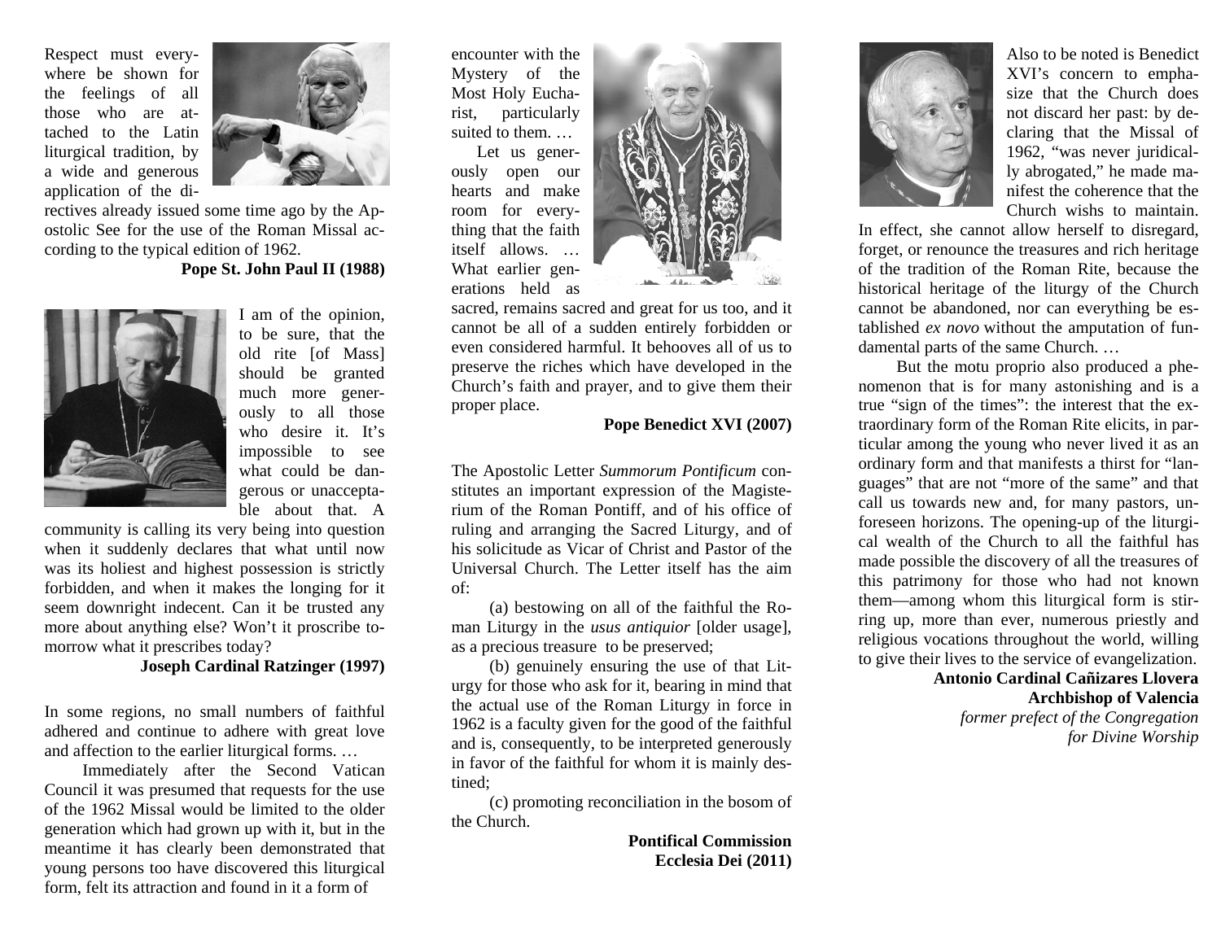Respect must everywhere be shown for the feelings of all those who are attached to the Latin liturgical tradition, by a wide and generous application of the directives already issued some time ago by the Apostolic See for the use of the Roman Missal according to the typical edition of 1962.

**Pope St. John Paul II (1988)**

I am of the opinion, to be sure, that the old rite [of Mass] should be granted much more generously to all those who desire it. It's impossible to see what could be dangerous or unacceptable about that. A community is calling its very being into question when it suddenly declares that what until now was its holiest and highest possession is strictly forbidden, and when it makes the longing for it seem downright indecent. Can it be trusted any more about anything else? Won't it proscribe tomorrow what it prescribes today?

**Joseph Cardinal Ratzinger (1997)**

In some regions, no small numbers of faithful adhered and continue to adhere with great love and affection to the earlier liturgical forms. …

Immediately after the Second Vatican Council it was presumed that requests for the use of the 1962 Missal would be limited to the older generation which had grown up with it, but in the meantime it has clearly been demonstrated that young persons too have discovered this liturgical form, felt its attraction and found in it a form of encounter with the Mystery of the Most Holy Eucharist, particularly suited to them. …

Let us generously open our hearts and make room for everything that the faith itself allows. … What earlier generations held as sacred, remains sacred and great for us too, and it cannot be all of a sudden entirely forbidden or even considered harmful. It behooves all of us to preserve the riches which have developed in the Church's faith and prayer, and to give them their proper place.

**Pope Benedict XVI (2007)**

The Apostolic Letter *Summorum Pontificum* constitutes an important expression of the Magisterium of the Roman Pontiff, and of his office of ruling and arranging the Sacred Liturgy, and of his solicitude as Vicar of Christ and Pastor of the Universal Church. The Letter itself has the aim of:

(a) bestowing on all of the faithful the Roman Liturgy in the *usus antiquior* [older usage], as a precious treasure to be preserved;

(b) genuinely ensuring the use of that Liturgy for those who ask for it, bearing in mind that the actual use of the Roman Liturgy in force in 1962 is a faculty given for the good of the faithful and is, consequently, to be interpreted generously in favor of the faithful for whom it is mainly destined;

(c) promoting reconciliation in the bosom of the Church.

**Pontifical Commission Ecclesia Dei (2011)**

Also to be noted is Benedict XVI's concern to emphasize that the Church does not discard her past: by declaring that the Missal of 1962, "was never juridically abrogated," he made manifest the coherence that the Church wishs to maintain. In effect, she cannot allow herself to disregard, forget, or renounce the treasures and rich heritage of the tradition of the Roman Rite, because the historical heritage of the liturgy of the Church cannot be abandoned, nor can everything be established *ex novo* without the amputation of fundamental parts of the same Church. …

But the motu proprio also produced a phenomenon that is for many astonishing and is a true "sign of the times": the interest that the extraordinary form of the Roman Rite elicits, in particular among the young who never lived it as an ordinary form and that manifests a thirst for "languages" that are not "more of the same" and that call us towards new and, for many pastors, unforeseen horizons. The opening-up of the liturgical wealth of the Church to all the faithful has made possible the discovery of all the treasures of this patrimony for those who had not known them—among whom this liturgical form is stirring up, more than ever, numerous priestly and religious vocations throughout the world, willing to give their lives to the service of evangelization.

**Antonio Cardinal Cañizares Llovera**
**Archbishop of Valencia**
*former prefect of the Congregation for Divine Worship*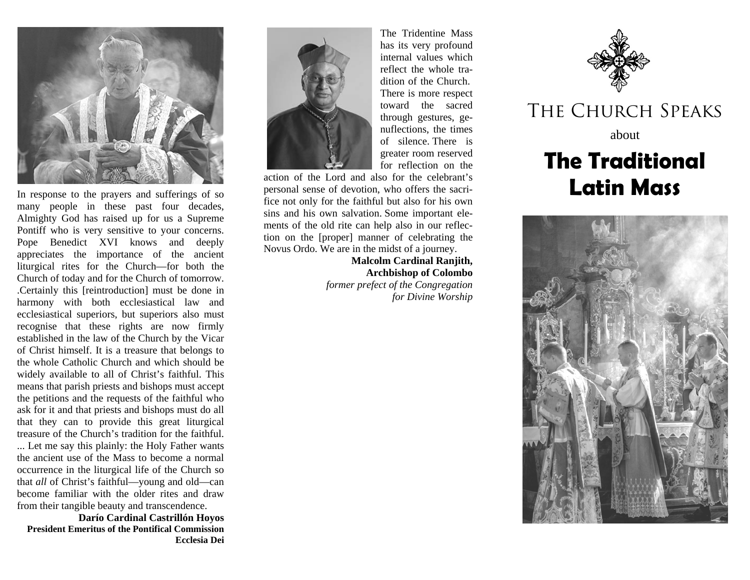In response to the prayers and sufferings of so many people in these past four decades, Almighty God has raised up for us a Supreme Pontiff who is very sensitive to your concerns. Pope Benedict XVI knows and deeply appreciates the importance of the ancient liturgical rites for the Church—for both the Church of today and for the Church of tomorrow. .Certainly this [reintroduction] must be done in harmony with both ecclesiastical law and ecclesiastical superiors, but superiors also must recognise that these rights are now firmly established in the law of the Church by the Vicar of Christ himself. It is a treasure that belongs to the whole Catholic Church and which should be widely available to all of Christ's faithful. This means that parish priests and bishops must accept the petitions and the requests of the faithful who ask for it and that priests and bishops must do all that they can to provide this great liturgical treasure of the Church's tradition for the faithful. ... Let me say this plainly: the Holy Father wants the ancient use of the Mass to become a normal occurrence in the liturgical life of the Church so that *all* of Christ's faithful—young and old—can become familiar with the older rites and draw from their tangible beauty and transcendence.

**Darío Cardinal Castrillón Hoyos**
**President Emeritus of the Pontifical Commission Ecclesia Dei**

The Tridentine Mass has its very profound internal values which reflect the whole tradition of the Church. There is more respect toward the sacred through gestures, genuflections, the times of silence. There is greater room reserved for reflection on the action of the Lord and also for the celebrant's personal sense of devotion, who offers the sacrifice not only for the faithful but also for his own sins and his own salvation. Some important elements of the old rite can help also in our reflection on the [proper] manner of celebrating the Novus Ordo. We are in the midst of a journey.

**Malcolm Cardinal Ranjith,**
**Archbishop of Colombo**
*former prefect of the Congregation for Divine Worship*

# The Church Speaks

about

# The Traditional Latin Mass